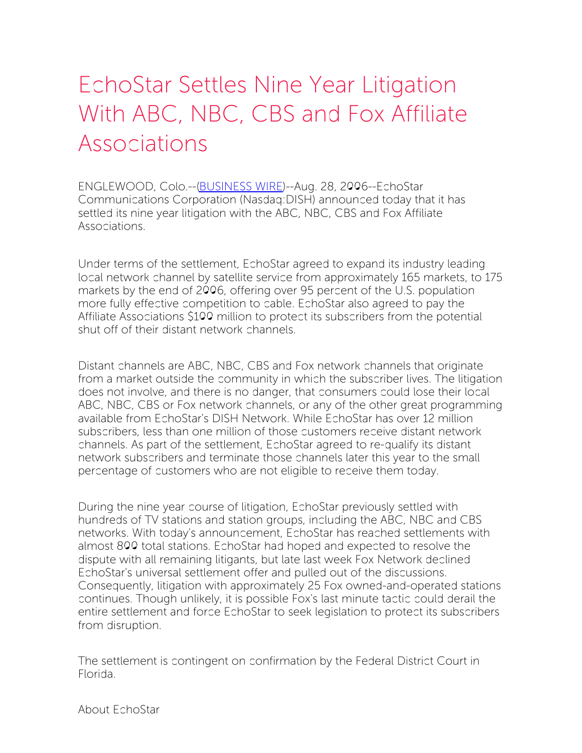# EchoStar Settles Nine Year Litigation With ABC, NBC, CBS and Fox Affiliate Associations

ENGLEWOOD, Colo.--(BUSINESS WIRE)--Aug. 28, 2006--EchoStar Communications Corporation (Nasdaq:DISH) announced today that it has settled its nine year litigation with the ABC, NBC, CBS and Fox Affiliate Associations.

Under terms of the settlement, EchoStar agreed to expand its industry leading local network channel by satellite service from approximately 165 markets, to 175 markets by the end of 2006, offering over 95 percent of the U.S. population more fully effective competition to cable. EchoStar also agreed to pay the Affiliate Associations $100 million to protect its subscribers from the potential shut off of their distant network channels.

Distant channels are ABC, NBC, CBS and Fox network channels that originate from a market outside the community in which the subscriber lives. The litigation does not involve, and there is no danger, that consumers could lose their local ABC, NBC, CBS or Fox network channels, or any of the other great programming available from EchoStar's DISH Network. While EchoStar has over 12 million subscribers, less than one million of those customers receive distant network channels. As part of the settlement, EchoStar agreed to re-qualify its distant network subscribers and terminate those channels later this year to the small percentage of customers who are not eligible to receive them today.

During the nine year course of litigation, EchoStar previously settled with hundreds of TV stations and station groups, including the ABC, NBC and CBS networks. With today's announcement, EchoStar has reached settlements with almost 800 total stations. EchoStar had hoped and expected to resolve the dispute with all remaining litigants, but late last week Fox Network declined EchoStar's universal settlement offer and pulled out of the discussions. Consequently, litigation with approximately 25 Fox owned-and-operated stations continues. Though unlikely, it is possible Fox's last minute tactic could derail the entire settlement and force EchoStar to seek legislation to protect its subscribers from disruption.

The settlement is contingent on confirmation by the Federal District Court in Florida.

About EchoStar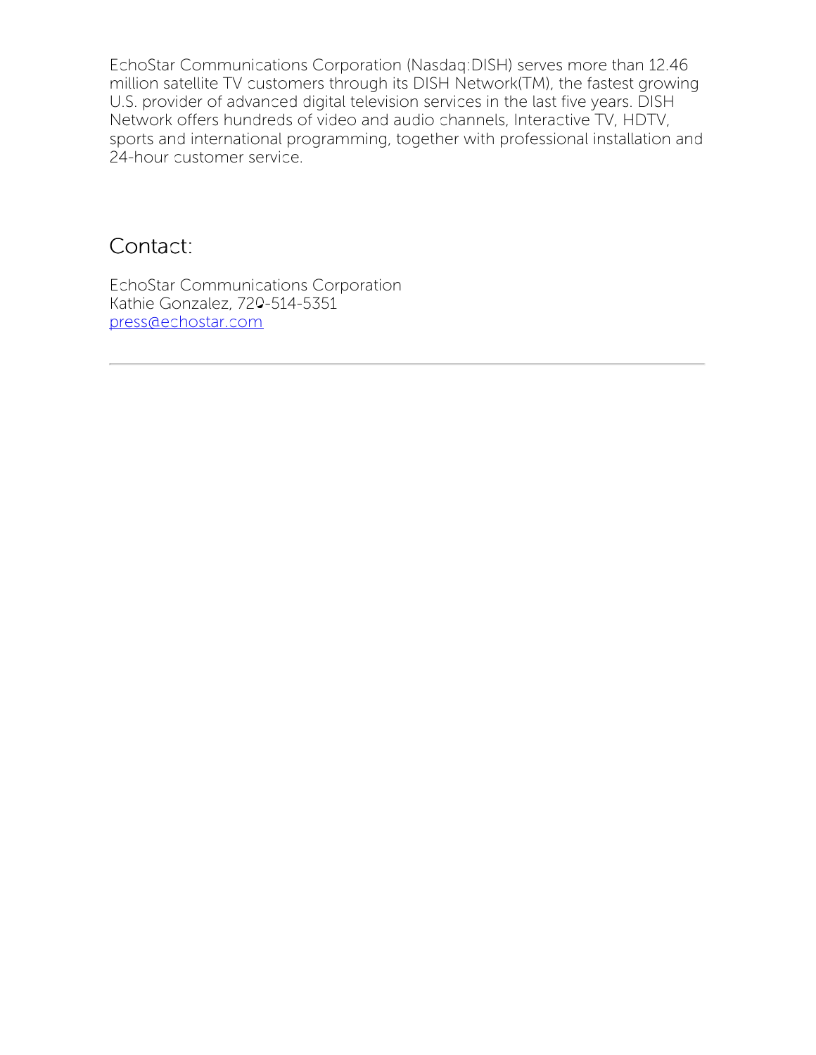EchoStar Communications Corporation (Nasdaq:DISH) serves more than 12.46 million satellite TV customers through its DISH Network(TM), the fastest growing U.S. provider of advanced digital television services in the last five years. DISH Network offers hundreds of video and audio channels, Interactive TV, HDTV, sports and international programming, together with professional installation and 24-hour customer service.

## Contact:

EchoStar Communications Corporation
Kathie Gonzalez, 720-514-5351
[press@echostar.com](mailto:press@echostar.com)

---